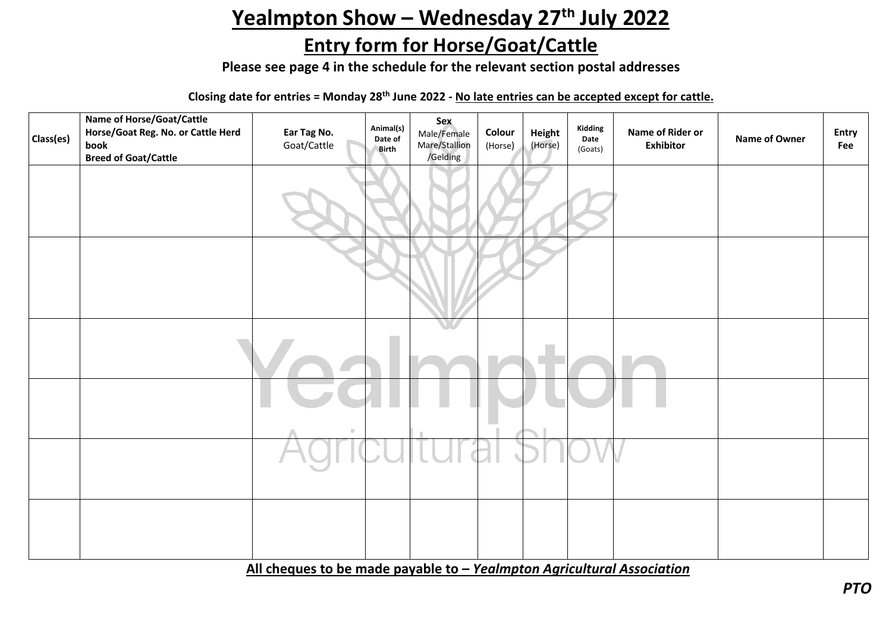# Yealmpton Show – Wednesday 27th July 2022

## Entry form for Horse/Goat/Cattle

**Please see page 4 in the schedule for the relevant section postal addresses**

**Closing date for entries = Monday 28th June 2022 - No late entries can be accepted except for cattle.**

| Class(es) | Name of Horse/Goat/Cattle<br>Horse/Goat Reg. No. or Cattle Herd book<br>Breed of Goat/Cattle | Ear Tag No.<br>Goat/Cattle | Animal(s) Date of Birth | Sex<br>Male/Female<br>Mare/Stallion<br>/Gelding | Colour<br>(Horse) | Height<br>(Horse) | Kidding Date<br>(Goats) | Name of Rider or Exhibitor | Name of Owner | Entry Fee |
|---|---|---|---|---|---|---|---|---|---|---|
| | | | | | | | | | | |
| | | | | | | | | | | |
| | | | | | | | | | | |
| | | | | | | | | | | |
| | | | | | | | | | | |
| | | | | | | | | | | |

**All cheques to be made payable to – *Yealmpton Agricultural Association***

***PTO***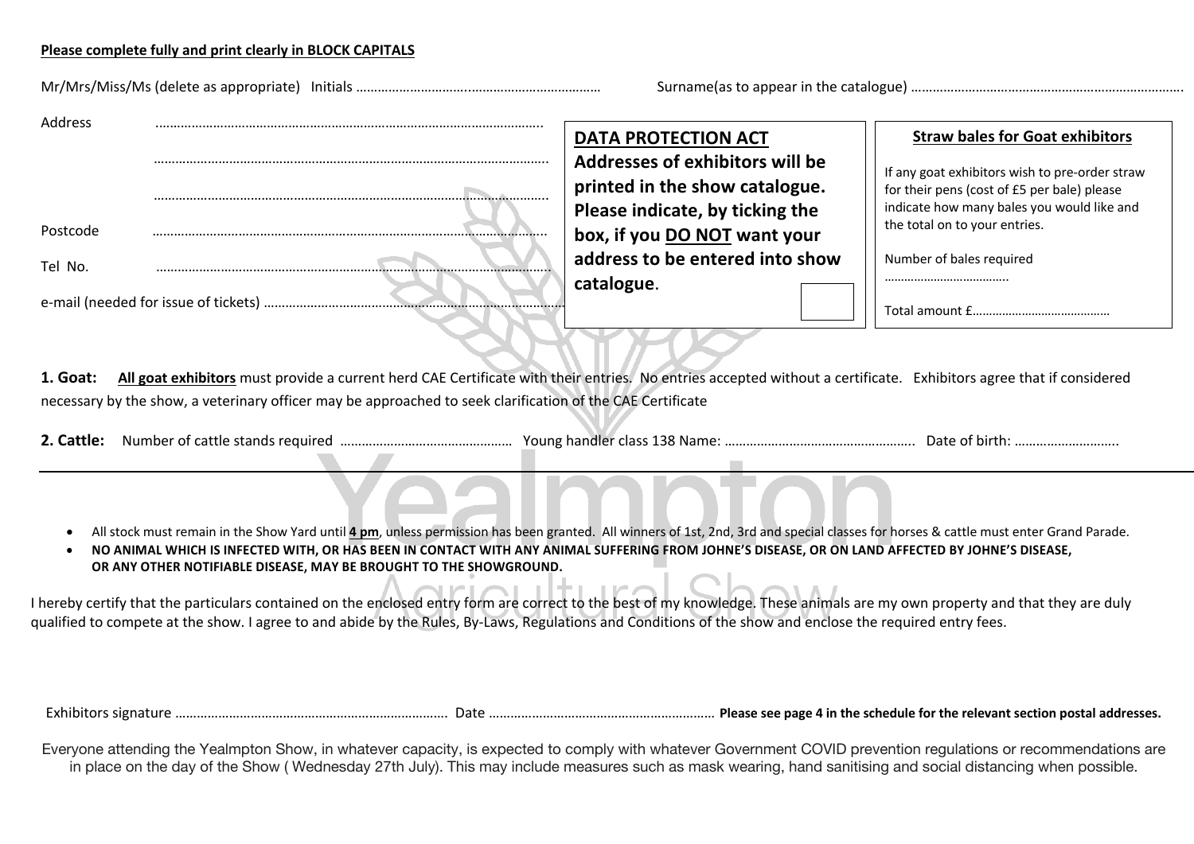**Please complete fully and print clearly in BLOCK CAPITALS**

Mr/Mrs/Miss/Ms (delete as appropriate) Initials ………………………………………………………… Surname(as to appear in the catalogue) ………………………………………………………………….

Address ……………………………………………………………………………………………

……………………………………………………………………………………………

……………………………………………………………………………………………

Postcode ……………………………………………………………………………………………

Tel No. ……………………………………………………………………………………………

e-mail (needed for issue of tickets) ……………………………………………………………………

**DATA PROTECTION ACT**
**Addresses of exhibitors will be printed in the show catalogue. Please indicate, by ticking the box, if you DO NOT want your address to be entered into show catalogue.** ☐

**Straw bales for Goat exhibitors**

If any goat exhibitors wish to pre-order straw for their pens (cost of £5 per bale) please indicate how many bales you would like and the total on your entries.

Number of bales required ……………………………….

Total amount £……………………………………

**1. Goat:** **All goat exhibitors** must provide a current herd CAE Certificate with their entries. No entries accepted without a certificate. Exhibitors agree that if considered necessary by the show, a veterinary officer may be approached to seek clarification of the CAE Certificate

**2. Cattle:** Number of cattle stands required ………………………………………… Young handler class 138 Name: …………………………………………….. Date of birth: ………………………..

- All stock must remain in the Show Yard until **4 pm**, unless permission has been granted. All winners of 1st, 2nd, 3rd and special classes for horses & cattle must enter Grand Parade.
- **NO ANIMAL WHICH IS INFECTED WITH, OR HAS BEEN IN CONTACT WITH ANY ANIMAL SUFFERING FROM JOHNE'S DISEASE, OR ON LAND AFFECTED BY JOHNE'S DISEASE, OR ANY OTHER NOTIFIABLE DISEASE, MAY BE BROUGHT TO THE SHOWGROUND.**

I hereby certify that the particulars contained on the enclosed entry form are correct to the best of my knowledge. These animals are my own property and that they are duly qualified to compete at the show. I agree to and abide by the Rules, By-Laws, Regulations and Conditions of the show and enclose the required entry fees.

Exhibitors signature ………………………………………………………………… Date ……………………………………………………… **Please see page 4 in the schedule for the relevant section postal addresses.**

Everyone attending the Yealmpton Show, in whatever capacity, is expected to comply with whatever Government COVID prevention regulations or recommendations are in place on the day of the Show ( Wednesday 27th July). This may include measures such as mask wearing, hand sanitising and social distancing when possible.